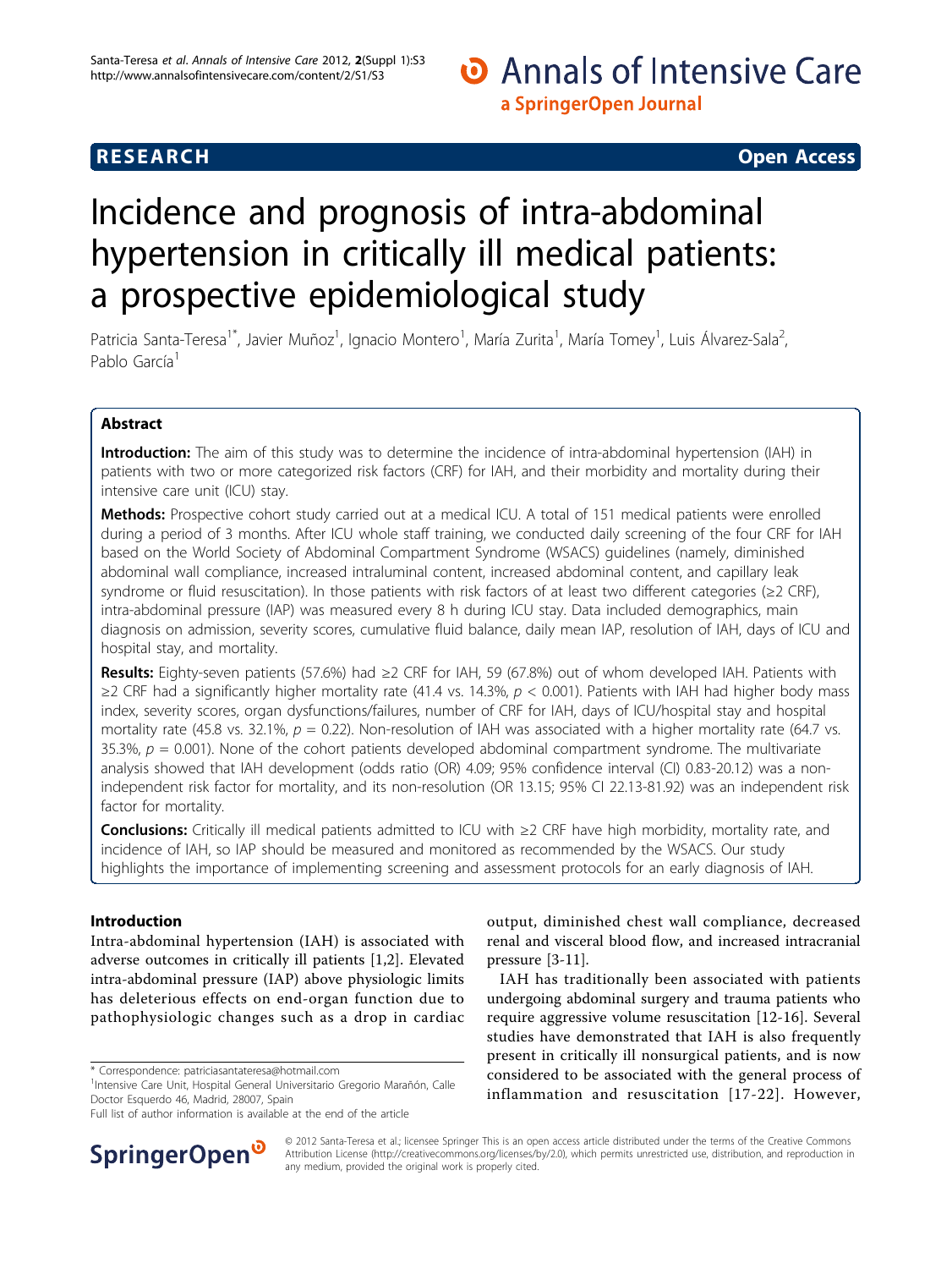# Incidence and prognosis of intra-abdominal hypertension in critically ill medical patients: a prospective epidemiological study

**RESEARCH** | **Open Access**

Patricia Santa-Teresa[1*], Javier Muñoz[1], Ignacio Montero[1], María Zurita[1], María Tomey[1], Luis Álvarez-Sala[2], Pablo García[1]

## Abstract

**Introduction:** The aim of this study was to determine the incidence of intra-abdominal hypertension (IAH) in patients with two or more categorized risk factors (CRF) for IAH, and their morbidity and mortality during their intensive care unit (ICU) stay.

**Methods:** Prospective cohort study carried out at a medical ICU. A total of 151 medical patients were enrolled during a period of 3 months. After ICU whole staff training, we conducted daily screening of the four CRF for IAH based on the World Society of Abdominal Compartment Syndrome (WSACS) guidelines (namely, diminished abdominal wall compliance, increased intraluminal content, increased abdominal content, and capillary leak syndrome or fluid resuscitation). In those patients with risk factors of at least two different categories (≥2 CRF), intra-abdominal pressure (IAP) was measured every 8 h during ICU stay. Data included demographics, main diagnosis on admission, severity scores, cumulative fluid balance, daily mean IAP, resolution of IAH, days of ICU and hospital stay, and mortality.

**Results:** Eighty-seven patients (57.6%) had ≥2 CRF for IAH, 59 (67.8%) out of whom developed IAH. Patients with ≥2 CRF had a significantly higher mortality rate (41.4 vs. 14.3%, $p < 0.001$). Patients with IAH had higher body mass index, severity scores, organ dysfunctions/failures, number of CRF for IAH, days of ICU/hospital stay and hospital mortality rate (45.8 vs. 32.1%, $p = 0.22$). Non-resolution of IAH was associated with a higher mortality rate (64.7 vs. 35.3%, $p = 0.001$). None of the cohort patients developed abdominal compartment syndrome. The multivariate analysis showed that IAH development (odds ratio (OR) 4.09; 95% confidence interval (CI) 0.83-20.12) was a non-independent risk factor for mortality, and its non-resolution (OR 13.15; 95% CI 22.13-81.92) was an independent risk factor for mortality.

**Conclusions:** Critically ill medical patients admitted to ICU with ≥2 CRF have high morbidity, mortality rate, and incidence of IAH, so IAP should be measured and monitored as recommended by the WSACS. Our study highlights the importance of implementing screening and assessment protocols for an early diagnosis of IAH.

## Introduction

Intra-abdominal hypertension (IAH) is associated with adverse outcomes in critically ill patients [1,2]. Elevated intra-abdominal pressure (IAP) above physiologic limits has deleterious effects on end-organ function due to pathophysiologic changes such as a drop in cardiac output, diminished chest wall compliance, decreased renal and visceral blood flow, and increased intracranial pressure [3-11].

IAH has traditionally been associated with patients undergoing abdominal surgery and trauma patients who require aggressive volume resuscitation [12-16]. Several studies have demonstrated that IAH is also frequently present in critically ill nonsurgical patients, and is now considered to be associated with the general process of inflammation and resuscitation [17-22]. However,

\* Correspondence: patriciasantateresa@hotmail.com
[1]Intensive Care Unit, Hospital General Universitario Gregorio Marañón, Calle Doctor Esquerdo 46, Madrid, 28007, Spain
Full list of author information is available at the end of the article

© 2012 Santa-Teresa et al.; licensee Springer This is an open access article distributed under the terms of the Creative Commons Attribution License (http://creativecommons.org/licenses/by/2.0), which permits unrestricted use, distribution, and reproduction in any medium, provided the original work is properly cited.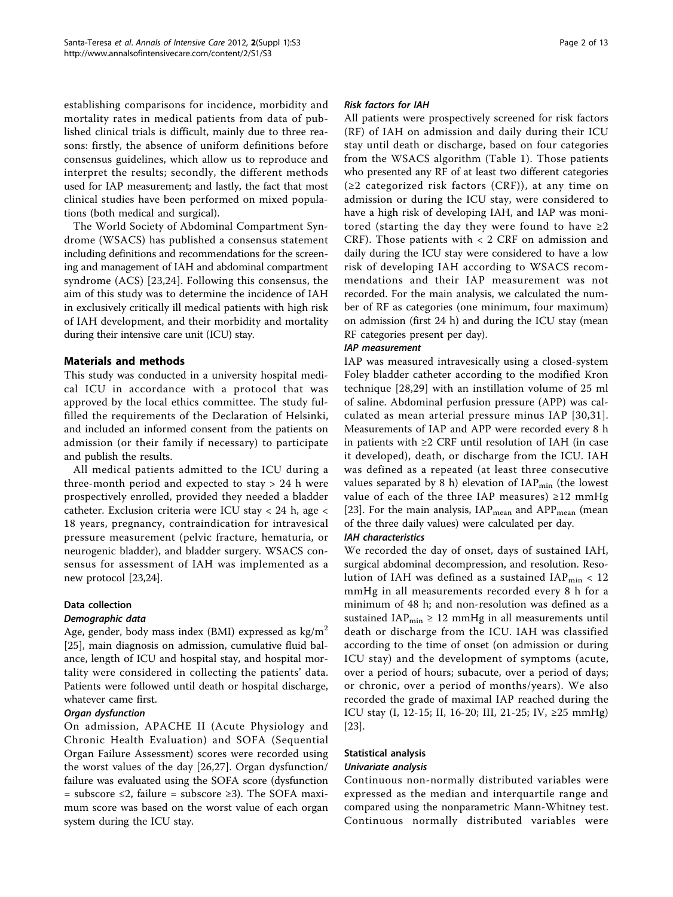establishing comparisons for incidence, morbidity and mortality rates in medical patients from data of published clinical trials is difficult, mainly due to three reasons: firstly, the absence of uniform definitions before consensus guidelines, which allow us to reproduce and interpret the results; secondly, the different methods used for IAP measurement; and lastly, the fact that most clinical studies have been performed on mixed populations (both medical and surgical).

The World Society of Abdominal Compartment Syndrome (WSACS) has published a consensus statement including definitions and recommendations for the screening and management of IAH and abdominal compartment syndrome (ACS) [23,24]. Following this consensus, the aim of this study was to determine the incidence of IAH in exclusively critically ill medical patients with high risk of IAH development, and their morbidity and mortality during their intensive care unit (ICU) stay.

## Materials and methods

This study was conducted in a university hospital medical ICU in accordance with a protocol that was approved by the local ethics committee. The study fulfilled the requirements of the Declaration of Helsinki, and included an informed consent from the patients on admission (or their family if necessary) to participate and publish the results.

All medical patients admitted to the ICU during a three-month period and expected to stay > 24 h were prospectively enrolled, provided they needed a bladder catheter. Exclusion criteria were ICU stay < 24 h, age < 18 years, pregnancy, contraindication for intravesical pressure measurement (pelvic fracture, hematuria, or neurogenic bladder), and bladder surgery. WSACS consensus for assessment of IAH was implemented as a new protocol [23,24].

### Data collection

#### *Demographic data*

Age, gender, body mass index (BMI) expressed as kg/m$^2$ [25], main diagnosis on admission, cumulative fluid balance, length of ICU and hospital stay, and hospital mortality were considered in collecting the patients' data. Patients were followed until death or hospital discharge, whatever came first.

#### *Organ dysfunction*

On admission, APACHE II (Acute Physiology and Chronic Health Evaluation) and SOFA (Sequential Organ Failure Assessment) scores were recorded using the worst values of the day [26,27]. Organ dysfunction/failure was evaluated using the SOFA score (dysfunction = subscore ≤2, failure = subscore ≥3). The SOFA maximum score was based on the worst value of each organ system during the ICU stay.

#### *Risk factors for IAH*

All patients were prospectively screened for risk factors (RF) of IAH on admission and daily during their ICU stay until death or discharge, based on four categories from the WSACS algorithm (Table 1). Those patients who presented any RF of at least two different categories (≥2 categorized risk factors (CRF)), at any time on admission or during the ICU stay, were considered to have a high risk of developing IAH, and IAP was monitored (starting the day they were found to have ≥2 CRF). Those patients with < 2 CRF on admission and daily during the ICU stay were considered to have a low risk of developing IAH according to WSACS recommendations and their IAP measurement was not recorded. For the main analysis, we calculated the number of RF as categories (one minimum, four maximum) on admission (first 24 h) and during the ICU stay (mean RF categories present per day).

#### *IAP measurement*

IAP was measured intravesically using a closed-system Foley bladder catheter according to the modified Kron technique [28,29] with an instillation volume of 25 ml of saline. Abdominal perfusion pressure (APP) was calculated as mean arterial pressure minus IAP [30,31]. Measurements of IAP and APP were recorded every 8 h in patients with ≥2 CRF until resolution of IAH (in case it developed), death, or discharge from the ICU. IAH was defined as a repeated (at least three consecutive values separated by 8 h) elevation of $IAP_{min}$ (the lowest value of each of the three IAP measures) ≥12 mmHg [23]. For the main analysis, $IAP_{mean}$ and $APP_{mean}$ (mean of the three daily values) were calculated per day.

#### *IAH characteristics*

We recorded the day of onset, days of sustained IAH, surgical abdominal decompression, and resolution. Resolution of IAH was defined as a sustained $IAP_{min}$ < 12 mmHg in all measurements recorded every 8 h for a minimum of 48 h; and non-resolution was defined as a sustained $IAP_{min}$ ≥ 12 mmHg in all measurements until death or discharge from the ICU. IAH was classified according to the time of onset (on admission or during ICU stay) and the development of symptoms (acute, over a period of hours; subacute, over a period of days; or chronic, over a period of months/years). We also recorded the grade of maximal IAP reached during the ICU stay (I, 12-15; II, 16-20; III, 21-25; IV, ≥25 mmHg) [23].

### Statistical analysis

#### *Univariate analysis*

Continuous non-normally distributed variables were expressed as the median and interquartile range and compared using the nonparametric Mann-Whitney test. Continuous normally distributed variables were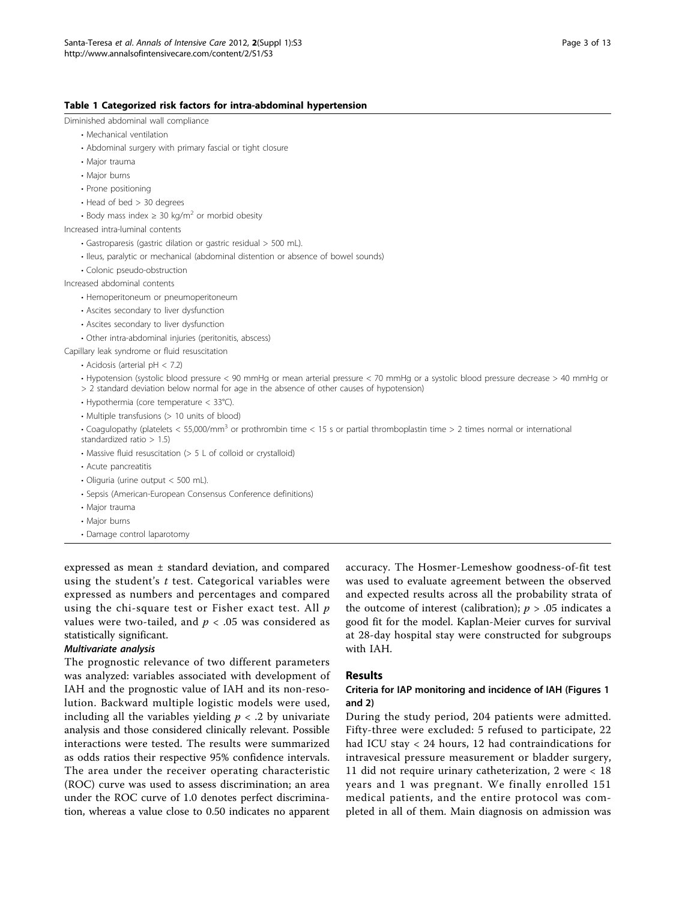**Table 1 Categorized risk factors for intra-abdominal hypertension**

Diminished abdominal wall compliance

- Mechanical ventilation
- Abdominal surgery with primary fascial or tight closure
- Major trauma
- Major burns
- Prone positioning
- Head of bed > 30 degrees
- Body mass index ≥ 30 kg/m$^2$ or morbid obesity

Increased intra-luminal contents

- Gastroparesis (gastric dilation or gastric residual > 500 mL).
- Ileus, paralytic or mechanical (abdominal distention or absence of bowel sounds)
- Colonic pseudo-obstruction

Increased abdominal contents

- Hemoperitoneum or pneumoperitoneum
- Ascites secondary to liver dysfunction
- Ascites secondary to liver dysfunction
- Other intra-abdominal injuries (peritonitis, abscess)

Capillary leak syndrome or fluid resuscitation

- Acidosis (arterial pH < 7.2)
- Hypotension (systolic blood pressure < 90 mmHg or mean arterial pressure < 70 mmHg or a systolic blood pressure decrease > 40 mmHg or > 2 standard deviation below normal for age in the absence of other causes of hypotension)
- Hypothermia (core temperature < 33°C).
- Multiple transfusions (> 10 units of blood)
- Coagulopathy (platelets < 55,000/mm$^3$ or prothrombin time < 15 s or partial thromboplastin time > 2 times normal or international standardized ratio > 1.5)
- Massive fluid resuscitation (> 5 L of colloid or crystalloid)
- Acute pancreatitis
- Oliguria (urine output < 500 mL).
- Sepsis (American-European Consensus Conference definitions)
- Major trauma
- Major burns
- Damage control laparotomy

expressed as mean ± standard deviation, and compared using the student's $t$ test. Categorical variables were expressed as numbers and percentages and compared using the chi-square test or Fisher exact test. All $p$ values were two-tailed, and $p < .05$ was considered as statistically significant.

***Multivariate analysis***

The prognostic relevance of two different parameters was analyzed: variables associated with development of IAH and the prognostic value of IAH and its non-resolution. Backward multiple logistic models were used, including all the variables yielding $p < .2$ by univariate analysis and those considered clinically relevant. Possible interactions were tested. The results were summarized as odds ratios their respective 95% confidence intervals. The area under the receiver operating characteristic (ROC) curve was used to assess discrimination; an area under the ROC curve of 1.0 denotes perfect discrimination, whereas a value close to 0.50 indicates no apparent accuracy. The Hosmer-Lemeshow goodness-of-fit test was used to evaluate agreement between the observed and expected results across all the probability strata of the outcome of interest (calibration); $p > .05$ indicates a good fit for the model. Kaplan-Meier curves for survival at 28-day hospital stay were constructed for subgroups with IAH.

## Results

### Criteria for IAP monitoring and incidence of IAH (Figures 1 and 2)

During the study period, 204 patients were admitted. Fifty-three were excluded: 5 refused to participate, 22 had ICU stay < 24 hours, 12 had contraindications for intravesical pressure measurement or bladder surgery, 11 did not require urinary catheterization, 2 were < 18 years and 1 was pregnant. We finally enrolled 151 medical patients, and the entire protocol was completed in all of them. Main diagnosis on admission was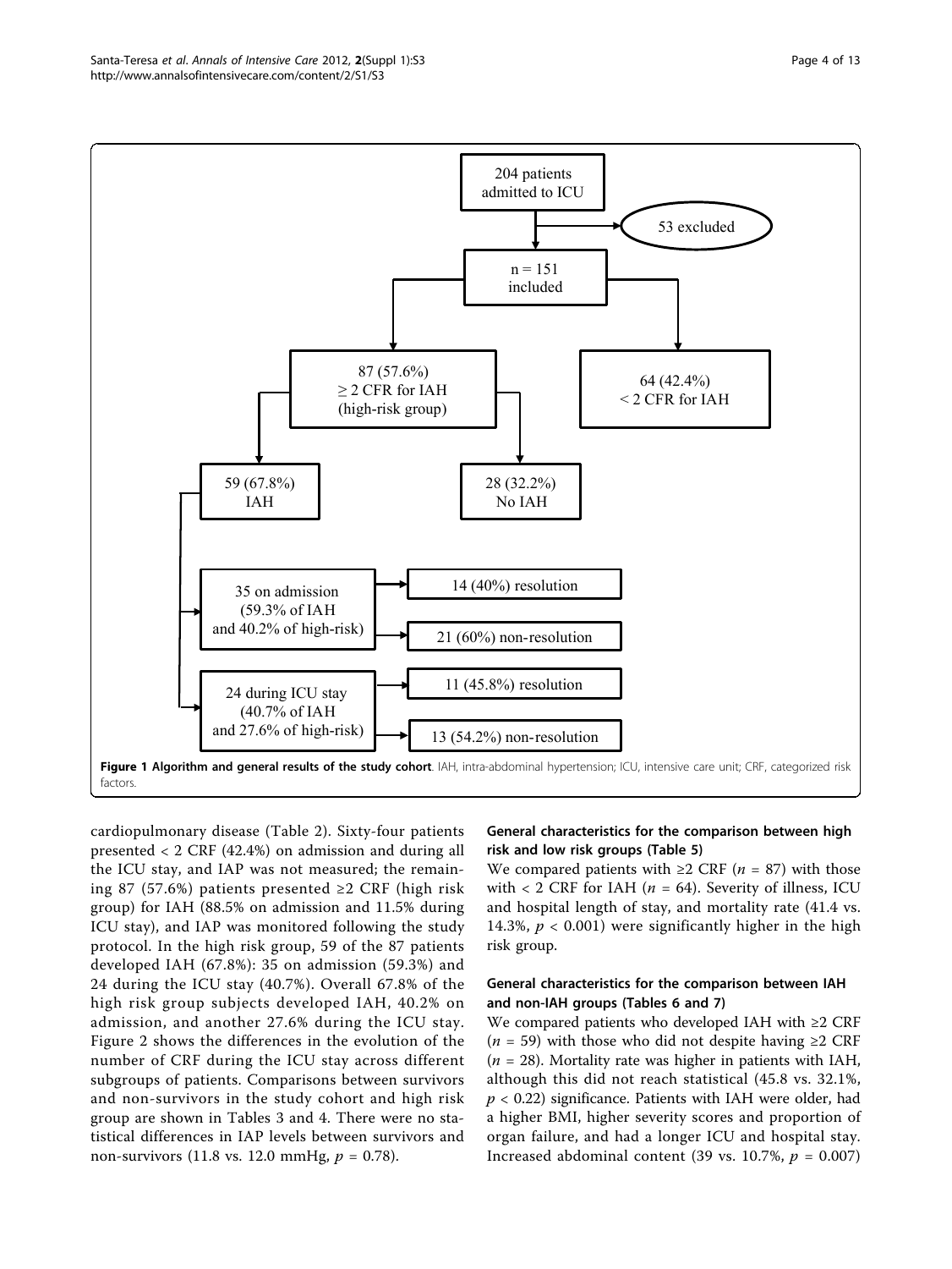**Figure 1 Algorithm and general results of the study cohort**. IAH, intra-abdominal hypertension; ICU, intensive care unit; CRF, categorized risk factors.

cardiopulmonary disease (Table 2). Sixty-four patients presented < 2 CRF (42.4%) on admission and during all the ICU stay, and IAP was not measured; the remaining 87 (57.6%) patients presented ≥2 CRF (high risk group) for IAH (88.5% on admission and 11.5% during ICU stay), and IAP was monitored following the study protocol. In the high risk group, 59 of the 87 patients developed IAH (67.8%): 35 on admission (59.3%) and 24 during the ICU stay (40.7%). Overall 67.8% of the high risk group subjects developed IAH, 40.2% on admission, and another 27.6% during the ICU stay. Figure 2 shows the differences in the evolution of the number of CRF during the ICU stay across different subgroups of patients. Comparisons between survivors and non-survivors in the study cohort and high risk group are shown in Tables 3 and 4. There were no statistical differences in IAP levels between survivors and non-survivors (11.8 vs. 12.0 mmHg, $p = 0.78$).

### General characteristics for the comparison between high risk and low risk groups (Table 5)

We compared patients with ≥2 CRF ($n = 87$) with those with < 2 CRF for IAH ($n = 64$). Severity of illness, ICU and hospital length of stay, and mortality rate (41.4 vs. 14.3%, $p < 0.001$) were significantly higher in the high risk group.

### General characteristics for the comparison between IAH and non-IAH groups (Tables 6 and 7)

We compared patients who developed IAH with ≥2 CRF ($n = 59$) with those who did not despite having ≥2 CRF ($n = 28$). Mortality rate was higher in patients with IAH, although this did not reach statistical (45.8 vs. 32.1%, $p < 0.22$) significance. Patients with IAH were older, had a higher BMI, higher severity scores and proportion of organ failure, and had a longer ICU and hospital stay. Increased abdominal content (39 vs. 10.7%, $p = 0.007$)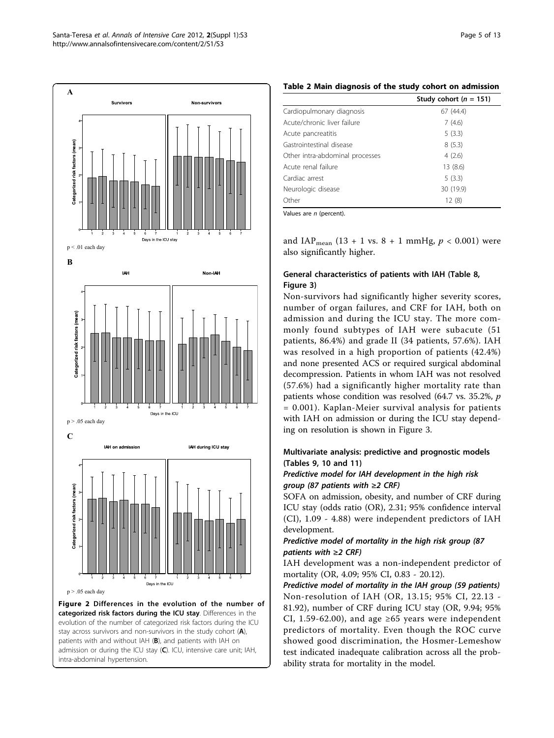**Figure 2 Differences in the evolution of the number of categorized risk factors during the ICU stay**. Differences in the evolution of the number of categorized risk factors during the ICU stay across survivors and non-survivors in the study cohort (**A**), patients with and without IAH (**B**), and patients with IAH on admission or during the ICU stay (**C**). ICU, intensive care unit; IAH, intra-abdominal hypertension.

**Table 2 Main diagnosis of the study cohort on admission**

| | Study cohort ($n$ = 151) |
|---|---|
| Cardiopulmonary diagnosis | 67 (44.4) |
| Acute/chronic liver failure | 7 (4.6) |
| Acute pancreatitis | 5 (3.3) |
| Gastrointestinal disease | 8 (5.3) |
| Other intra-abdominal processes | 4 (2.6) |
| Acute renal failure | 13 (8.6) |
| Cardiac arrest | 5 (3.3) |
| Neurologic disease | 30 (19.9) |
| Other | 12 (8) |

Values are *n* (percent).

and $IAP_{mean}$ (13 + 1 vs. 8 + 1 mmHg, $p < 0.001$) were also significantly higher.

### General characteristics of patients with IAH (Table 8, Figure 3)

Non-survivors had significantly higher severity scores, number of organ failures, and CRF for IAH, both on admission and during the ICU stay. The more commonly found subtypes of IAH were subacute (51 patients, 86.4%) and grade II (34 patients, 57.6%). IAH was resolved in a high proportion of patients (42.4%) and none presented ACS or required surgical abdominal decompression. Patients in whom IAH was not resolved (57.6%) had a significantly higher mortality rate than patients whose condition was resolved (64.7 vs. 35.2%, $p$ = 0.001). Kaplan-Meier survival analysis for patients with IAH on admission or during the ICU stay depending on resolution is shown in Figure 3.

### Multivariate analysis: predictive and prognostic models (Tables 9, 10 and 11)

#### *Predictive model for IAH development in the high risk group (87 patients with ≥2 CRF)*

SOFA on admission, obesity, and number of CRF during ICU stay (odds ratio (OR), 2.31; 95% confidence interval (CI), 1.09 - 4.88) were independent predictors of IAH development.

#### *Predictive model of mortality in the high risk group (87 patients with ≥2 CRF)*

IAH development was a non-independent predictor of mortality (OR, 4.09; 95% CI, 0.83 - 20.12).

#### *Predictive model of mortality in the IAH group (59 patients)*

Non-resolution of IAH (OR, 13.15; 95% CI, 22.13 - 81.92), number of CRF during ICU stay (OR, 9.94; 95% CI, 1.59-62.00), and age ≥65 years were independent predictors of mortality. Even though the ROC curve showed good discrimination, the Hosmer-Lemeshow test indicated inadequate calibration across all the probability strata for mortality in the model.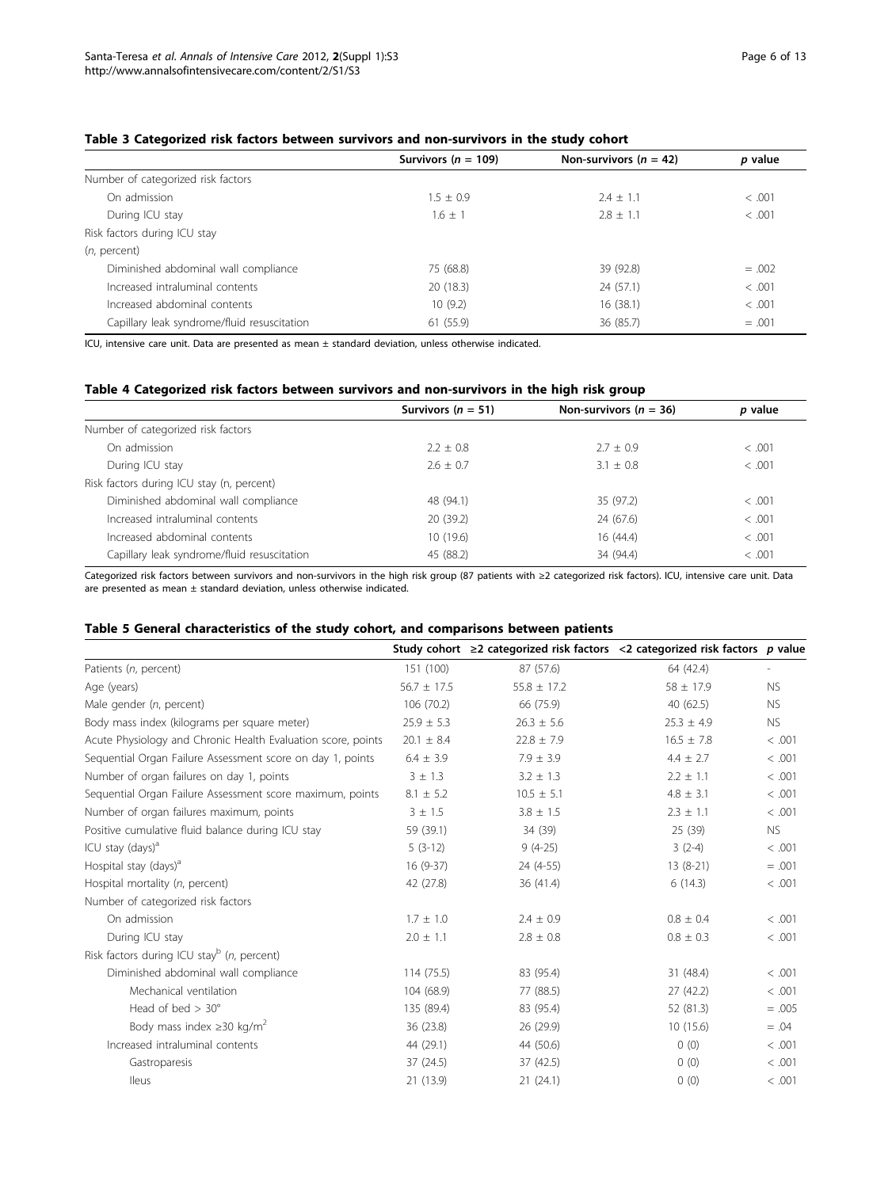### Table 3 Categorized risk factors between survivors and non-survivors in the study cohort

| | Survivors (*n* = 109) | Non-survivors (*n* = 42) | *p* value |
|---|---|---|---|
| Number of categorized risk factors | | | |
| On admission | 1.5 ± 0.9 | 2.4 ± 1.1 | < .001 |
| During ICU stay | 1.6 ± 1 | 2.8 ± 1.1 | < .001 |
| Risk factors during ICU stay | | | |
| (*n*, percent) | | | |
| Diminished abdominal wall compliance | 75 (68.8) | 39 (92.8) | = .002 |
| Increased intraluminal contents | 20 (18.3) | 24 (57.1) | < .001 |
| Increased abdominal contents | 10 (9.2) | 16 (38.1) | < .001 |
| Capillary leak syndrome/fluid resuscitation | 61 (55.9) | 36 (85.7) | = .001 |

ICU, intensive care unit. Data are presented as mean ± standard deviation, unless otherwise indicated.

### Table 4 Categorized risk factors between survivors and non-survivors in the high risk group

| | Survivors (*n* = 51) | Non-survivors (*n* = 36) | *p* value |
|---|---|---|---|
| Number of categorized risk factors | | | |
| On admission | 2.2 ± 0.8 | 2.7 ± 0.9 | < .001 |
| During ICU stay | 2.6 ± 0.7 | 3.1 ± 0.8 | < .001 |
| Risk factors during ICU stay (n, percent) | | | |
| Diminished abdominal wall compliance | 48 (94.1) | 35 (97.2) | < .001 |
| Increased intraluminal contents | 20 (39.2) | 24 (67.6) | < .001 |
| Increased abdominal contents | 10 (19.6) | 16 (44.4) | < .001 |
| Capillary leak syndrome/fluid resuscitation | 45 (88.2) | 34 (94.4) | < .001 |

Categorized risk factors between survivors and non-survivors in the high risk group (87 patients with ≥2 categorized risk factors). ICU, intensive care unit. Data are presented as mean ± standard deviation, unless otherwise indicated.

### Table 5 General characteristics of the study cohort, and comparisons between patients

| | Study cohort | ≥2 categorized risk factors | <2 categorized risk factors | *p* value |
|---|---|---|---|---|
| Patients (*n*, percent) | 151 (100) | 87 (57.6) | 64 (42.4) | - |
| Age (years) | 56.7 ± 17.5 | 55.8 ± 17.2 | 58 ± 17.9 | NS |
| Male gender (*n*, percent) | 106 (70.2) | 66 (75.9) | 40 (62.5) | NS |
| Body mass index (kilograms per square meter) | 25.9 ± 5.3 | 26.3 ± 5.6 | 25.3 ± 4.9 | NS |
| Acute Physiology and Chronic Health Evaluation score, points | 20.1 ± 8.4 | 22.8 ± 7.9 | 16.5 ± 7.8 | < .001 |
| Sequential Organ Failure Assessment score on day 1, points | 6.4 ± 3.9 | 7.9 ± 3.9 | 4.4 ± 2.7 | < .001 |
| Number of organ failures on day 1, points | 3 ± 1.3 | 3.2 ± 1.3 | 2.2 ± 1.1 | < .001 |
| Sequential Organ Failure Assessment score maximum, points | 8.1 ± 5.2 | 10.5 ± 5.1 | 4.8 ± 3.1 | < .001 |
| Number of organ failures maximum, points | 3 ± 1.5 | 3.8 ± 1.5 | 2.3 ± 1.1 | < .001 |
| Positive cumulative fluid balance during ICU stay | 59 (39.1) | 34 (39) | 25 (39) | NS |
| ICU stay (days)[a] | 5 (3-12) | 9 (4-25) | 3 (2-4) | < .001 |
| Hospital stay (days)[a] | 16 (9-37) | 24 (4-55) | 13 (8-21) | = .001 |
| Hospital mortality (*n*, percent) | 42 (27.8) | 36 (41.4) | 6 (14.3) | < .001 |
| Number of categorized risk factors | | | | |
| On admission | 1.7 ± 1.0 | 2.4 ± 0.9 | 0.8 ± 0.4 | < .001 |
| During ICU stay | 2.0 ± 1.1 | 2.8 ± 0.8 | 0.8 ± 0.3 | < .001 |
| Risk factors during ICU stay[b] (*n*, percent) | | | | |
| Diminished abdominal wall compliance | 114 (75.5) | 83 (95.4) | 31 (48.4) | < .001 |
| Mechanical ventilation | 104 (68.9) | 77 (88.5) | 27 (42.2) | < .001 |
| Head of bed > 30° | 135 (89.4) | 83 (95.4) | 52 (81.3) | = .005 |
| Body mass index ≥30 kg/m$^2$ | 36 (23.8) | 26 (29.9) | 10 (15.6) | = .04 |
| Increased intraluminal contents | 44 (29.1) | 44 (50.6) | 0 (0) | < .001 |
| Gastroparesis | 37 (24.5) | 37 (42.5) | 0 (0) | < .001 |
| Ileus | 21 (13.9) | 21 (24.1) | 0 (0) | < .001 |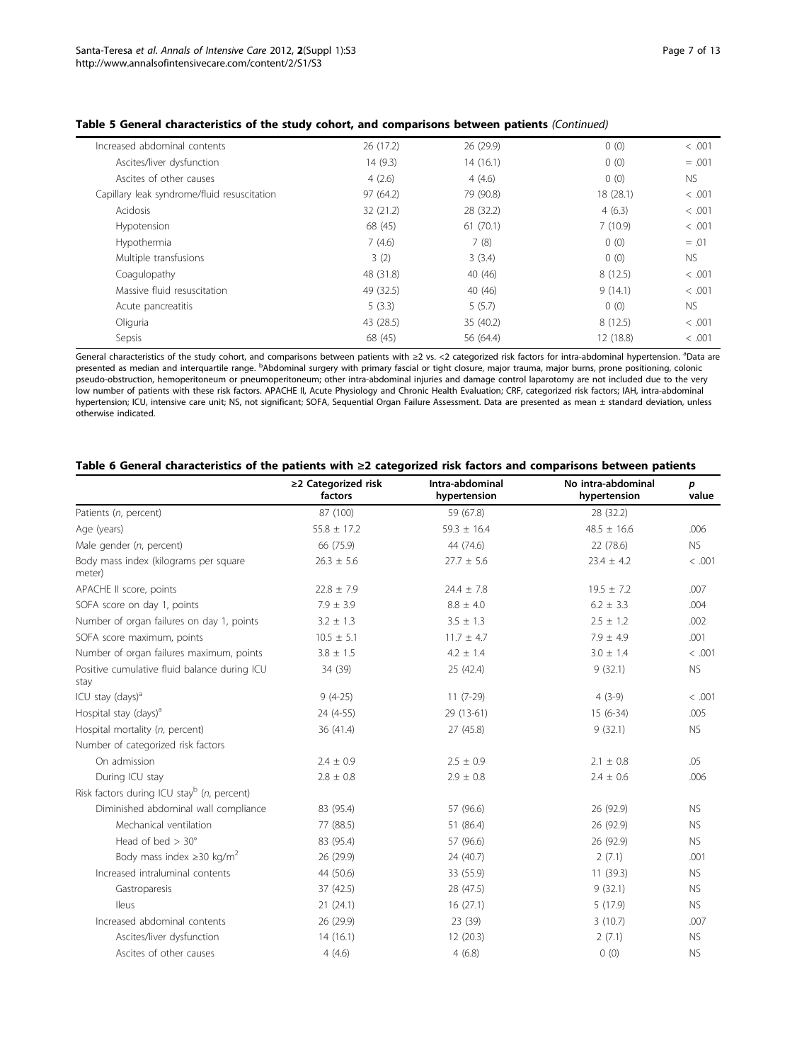**Table 5 General characteristics of the study cohort, and comparisons between patients** *(Continued)*

| | | | | |
|---|---|---|---|---|
| Increased abdominal contents | 26 (17.2) | 26 (29.9) | 0 (0) | < .001 |
| Ascites/liver dysfunction | 14 (9.3) | 14 (16.1) | 0 (0) | = .001 |
| Ascites of other causes | 4 (2.6) | 4 (4.6) | 0 (0) | NS |
| Capillary leak syndrome/fluid resuscitation | 97 (64.2) | 79 (90.8) | 18 (28.1) | < .001 |
| Acidosis | 32 (21.2) | 28 (32.2) | 4 (6.3) | < .001 |
| Hypotension | 68 (45) | 61 (70.1) | 7 (10.9) | < .001 |
| Hypothermia | 7 (4.6) | 7 (8) | 0 (0) | = .01 |
| Multiple transfusions | 3 (2) | 3 (3.4) | 0 (0) | NS |
| Coagulopathy | 48 (31.8) | 40 (46) | 8 (12.5) | < .001 |
| Massive fluid resuscitation | 49 (32.5) | 40 (46) | 9 (14.1) | < .001 |
| Acute pancreatitis | 5 (3.3) | 5 (5.7) | 0 (0) | NS |
| Oliguria | 43 (28.5) | 35 (40.2) | 8 (12.5) | < .001 |
| Sepsis | 68 (45) | 56 (64.4) | 12 (18.8) | < .001 |

General characteristics of the study cohort, and comparisons between patients with ≥2 vs. <2 categorized risk factors for intra-abdominal hypertension. [a]Data are presented as median and interquartile range. [b]Abdominal surgery with primary fascial or tight closure, major trauma, major burns, prone positioning, colonic pseudo-obstruction, hemoperitoneum or pneumoperitoneum; other intra-abdominal injuries and damage control laparotomy are not included due to the very low number of patients with these risk factors. APACHE II, Acute Physiology and Chronic Health Evaluation; CRF, categorized risk factors; IAH, intra-abdominal hypertension; ICU, intensive care unit; NS, not significant; SOFA, Sequential Organ Failure Assessment. Data are presented as mean ± standard deviation, unless otherwise indicated.

**Table 6 General characteristics of the patients with ≥2 categorized risk factors and comparisons between patients**

| | ≥2 Categorized risk factors | Intra-abdominal hypertension | No intra-abdominal hypertension | *p* value |
|---|---|---|---|---|
| Patients (*n*, percent) | 87 (100) | 59 (67.8) | 28 (32.2) | |
| Age (years) | 55.8 ± 17.2 | 59.3 ± 16.4 | 48.5 ± 16.6 | .006 |
| Male gender (*n*, percent) | 66 (75.9) | 44 (74.6) | 22 (78.6) | NS |
| Body mass index (kilograms per square meter) | 26.3 ± 5.6 | 27.7 ± 5.6 | 23.4 ± 4.2 | < .001 |
| APACHE II score, points | 22.8 ± 7.9 | 24.4 ± 7.8 | 19.5 ± 7.2 | .007 |
| SOFA score on day 1, points | 7.9 ± 3.9 | 8.8 ± 4.0 | 6.2 ± 3.3 | .004 |
| Number of organ failures on day 1, points | 3.2 ± 1.3 | 3.5 ± 1.3 | 2.5 ± 1.2 | .002 |
| SOFA score maximum, points | 10.5 ± 5.1 | 11.7 ± 4.7 | 7.9 ± 4.9 | .001 |
| Number of organ failures maximum, points | 3.8 ± 1.5 | 4.2 ± 1.4 | 3.0 ± 1.4 | < .001 |
| Positive cumulative fluid balance during ICU stay | 34 (39) | 25 (42.4) | 9 (32.1) | NS |
| ICU stay (days)[a] | 9 (4-25) | 11 (7-29) | 4 (3-9) | < .001 |
| Hospital stay (days)[a] | 24 (4-55) | 29 (13-61) | 15 (6-34) | .005 |
| Hospital mortality (*n*, percent) | 36 (41.4) | 27 (45.8) | 9 (32.1) | NS |
| Number of categorized risk factors | | | | |
| On admission | 2.4 ± 0.9 | 2.5 ± 0.9 | 2.1 ± 0.8 | .05 |
| During ICU stay | 2.8 ± 0.8 | 2.9 ± 0.8 | 2.4 ± 0.6 | .006 |
| Risk factors during ICU stay[b] (*n*, percent) | | | | |
| Diminished abdominal wall compliance | 83 (95.4) | 57 (96.6) | 26 (92.9) | NS |
| Mechanical ventilation | 77 (88.5) | 51 (86.4) | 26 (92.9) | NS |
| Head of bed > 30° | 83 (95.4) | 57 (96.6) | 26 (92.9) | NS |
| Body mass index ≥30 $kg/m^2$ | 26 (29.9) | 24 (40.7) | 2 (7.1) | .001 |
| Increased intraluminal contents | 44 (50.6) | 33 (55.9) | 11 (39.3) | NS |
| Gastroparesis | 37 (42.5) | 28 (47.5) | 9 (32.1) | NS |
| Ileus | 21 (24.1) | 16 (27.1) | 5 (17.9) | NS |
| Increased abdominal contents | 26 (29.9) | 23 (39) | 3 (10.7) | .007 |
| Ascites/liver dysfunction | 14 (16.1) | 12 (20.3) | 2 (7.1) | NS |
| Ascites of other causes | 4 (4.6) | 4 (6.8) | 0 (0) | NS |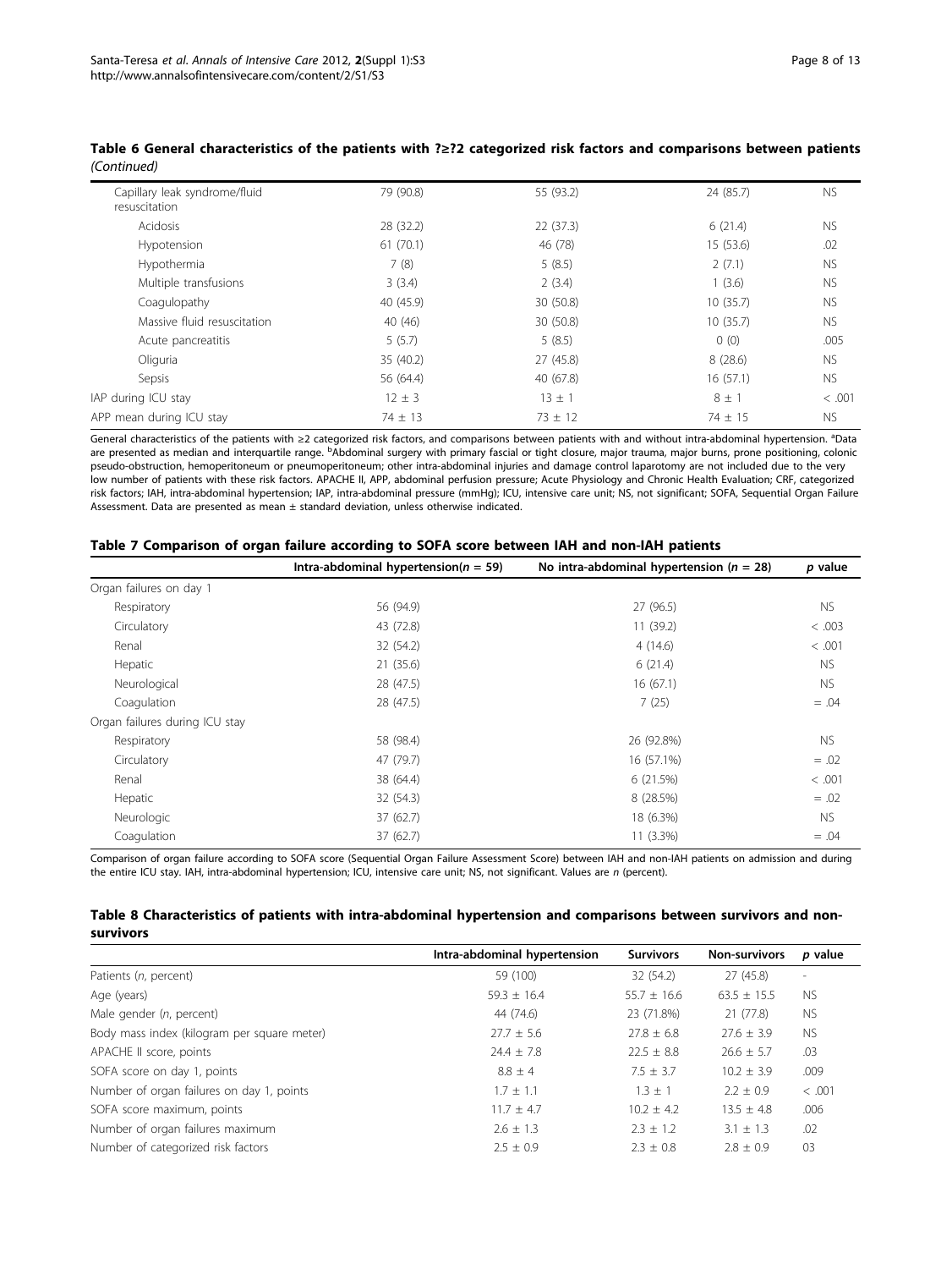**Table 6 General characteristics of the patients with ?≥?2 categorized risk factors and comparisons between patients *(Continued)***

| | | | | |
|---|---|---|---|---|
| Capillary leak syndrome/fluid resuscitation | 79 (90.8) | 55 (93.2) | 24 (85.7) | NS |
| Acidosis | 28 (32.2) | 22 (37.3) | 6 (21.4) | NS |
| Hypotension | 61 (70.1) | 46 (78) | 15 (53.6) | .02 |
| Hypothermia | 7 (8) | 5 (8.5) | 2 (7.1) | NS |
| Multiple transfusions | 3 (3.4) | 2 (3.4) | 1 (3.6) | NS |
| Coagulopathy | 40 (45.9) | 30 (50.8) | 10 (35.7) | NS |
| Massive fluid resuscitation | 40 (46) | 30 (50.8) | 10 (35.7) | NS |
| Acute pancreatitis | 5 (5.7) | 5 (8.5) | 0 (0) | .005 |
| Oliguria | 35 (40.2) | 27 (45.8) | 8 (28.6) | NS |
| Sepsis | 56 (64.4) | 40 (67.8) | 16 (57.1) | NS |
| IAP during ICU stay | 12 ± 3 | 13 ± 1 | 8 ± 1 | < .001 |
| APP mean during ICU stay | 74 ± 13 | 73 ± 12 | 74 ± 15 | NS |

General characteristics of the patients with ≥2 categorized risk factors, and comparisons between patients with and without intra-abdominal hypertension. [a]Data are presented as median and interquartile range. [b]Abdominal surgery with primary fascial or tight closure, major trauma, major burns, prone positioning, colonic pseudo-obstruction, hemoperitoneum or pneumoperitoneum; other intra-abdominal injuries and damage control laparotomy are not included due to the very low number of patients with these risk factors. APACHE II, APP, abdominal perfusion pressure; Acute Physiology and Chronic Health Evaluation; CRF, categorized risk factors; IAH, intra-abdominal hypertension; IAP, intra-abdominal pressure (mmHg); ICU, intensive care unit; NS, not significant; SOFA, Sequential Organ Failure Assessment. Data are presented as mean ± standard deviation, unless otherwise indicated.

**Table 7 Comparison of organ failure according to SOFA score between IAH and non-IAH patients**

| | Intra-abdominal hypertension($n$ = 59) | No intra-abdominal hypertension ($n$ = 28) | $p$ value |
|---|---|---|---|
| Organ failures on day 1 | | | |
| Respiratory | 56 (94.9) | 27 (96.5) | NS |
| Circulatory | 43 (72.8) | 11 (39.2) | < .003 |
| Renal | 32 (54.2) | 4 (14.6) | < .001 |
| Hepatic | 21 (35.6) | 6 (21.4) | NS |
| Neurological | 28 (47.5) | 16 (67.1) | NS |
| Coagulation | 28 (47.5) | 7 (25) | = .04 |
| Organ failures during ICU stay | | | |
| Respiratory | 58 (98.4) | 26 (92.8%) | NS |
| Circulatory | 47 (79.7) | 16 (57.1%) | = .02 |
| Renal | 38 (64.4) | 6 (21.5%) | < .001 |
| Hepatic | 32 (54.3) | 8 (28.5%) | = .02 |
| Neurologic | 37 (62.7) | 18 (6.3%) | NS |
| Coagulation | 37 (62.7) | 11 (3.3%) | = .04 |

Comparison of organ failure according to SOFA score (Sequential Organ Failure Assessment Score) between IAH and non-IAH patients on admission and during the entire ICU stay. IAH, intra-abdominal hypertension; ICU, intensive care unit; NS, not significant. Values are *n* (percent).

**Table 8 Characteristics of patients with intra-abdominal hypertension and comparisons between survivors and non-survivors**

| | Intra-abdominal hypertension | Survivors | Non-survivors | $p$ value |
|---|---|---|---|---|
| Patients (*n*, percent) | 59 (100) | 32 (54.2) | 27 (45.8) | - |
| Age (years) | 59.3 ± 16.4 | 55.7 ± 16.6 | 63.5 ± 15.5 | NS |
| Male gender (*n*, percent) | 44 (74.6) | 23 (71.8%) | 21 (77.8) | NS |
| Body mass index (kilogram per square meter) | 27.7 ± 5.6 | 27.8 ± 6.8 | 27.6 ± 3.9 | NS |
| APACHE II score, points | 24.4 ± 7.8 | 22.5 ± 8.8 | 26.6 ± 5.7 | .03 |
| SOFA score on day 1, points | 8.8 ± 4 | 7.5 ± 3.7 | 10.2 ± 3.9 | .009 |
| Number of organ failures on day 1, points | 1.7 ± 1.1 | 1.3 ± 1 | 2.2 ± 0.9 | < .001 |
| SOFA score maximum, points | 11.7 ± 4.7 | 10.2 ± 4.2 | 13.5 ± 4.8 | .006 |
| Number of organ failures maximum | 2.6 ± 1.3 | 2.3 ± 1.2 | 3.1 ± 1.3 | .02 |
| Number of categorized risk factors | 2.5 ± 0.9 | 2.3 ± 0.8 | 2.8 ± 0.9 | 03 |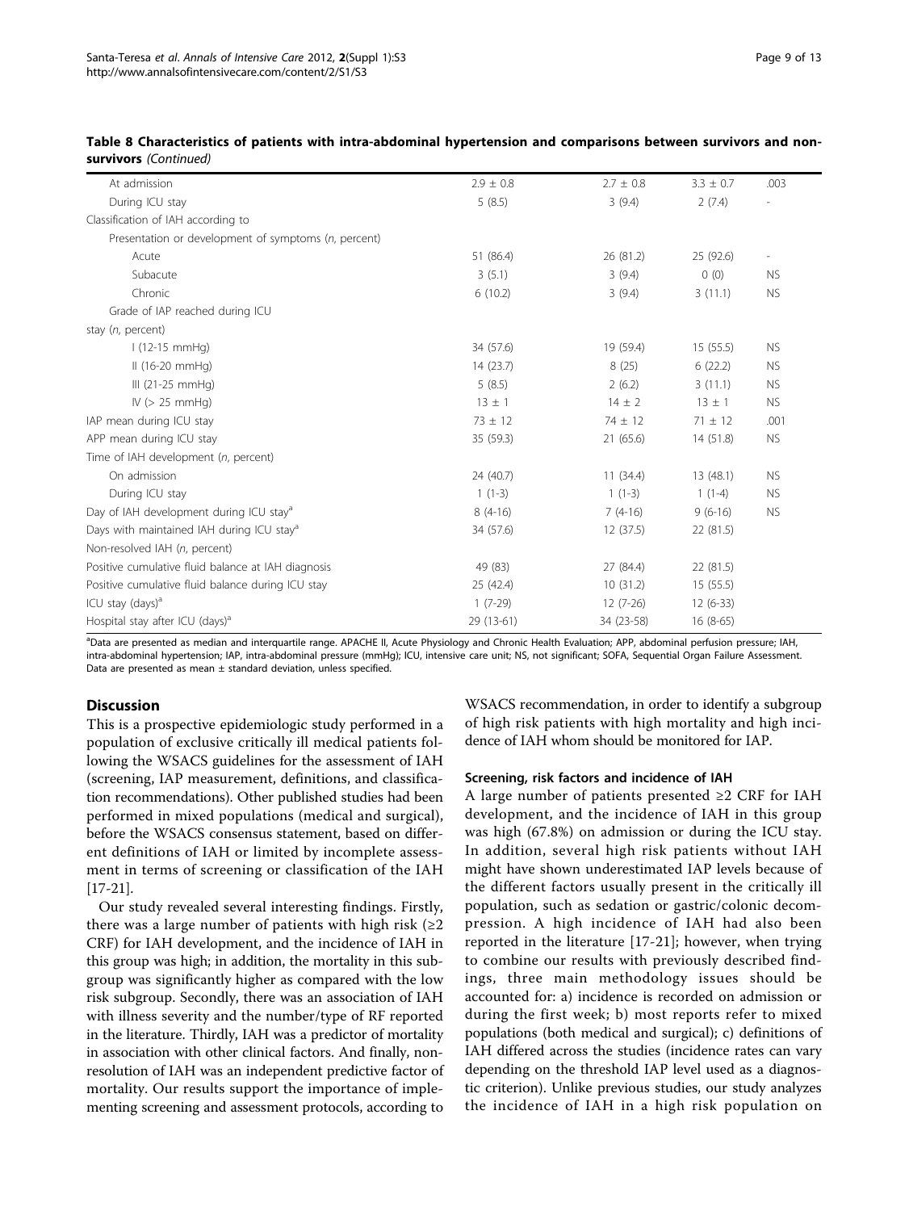**Table 8 Characteristics of patients with intra-abdominal hypertension and comparisons between survivors and non-survivors** *(Continued)*

| | | | | |
|---|---|---|---|---|
| At admission | 2.9 ± 0.8 | 2.7 ± 0.8 | 3.3 ± 0.7 | .003 |
| During ICU stay | 5 (8.5) | 3 (9.4) | 2 (7.4) | - |
| Classification of IAH according to | | | | |
| Presentation or development of symptoms (*n*, percent) | | | | |
| Acute | 51 (86.4) | 26 (81.2) | 25 (92.6) | - |
| Subacute | 3 (5.1) | 3 (9.4) | 0 (0) | NS |
| Chronic | 6 (10.2) | 3 (9.4) | 3 (11.1) | NS |
| Grade of IAP reached during ICU stay (*n*, percent) | | | | |
| I (12-15 mmHg) | 34 (57.6) | 19 (59.4) | 15 (55.5) | NS |
| II (16-20 mmHg) | 14 (23.7) | 8 (25) | 6 (22.2) | NS |
| III (21-25 mmHg) | 5 (8.5) | 2 (6.2) | 3 (11.1) | NS |
| IV (> 25 mmHg) | 13 ± 1 | 14 ± 2 | 13 ± 1 | NS |
| IAP mean during ICU stay | 73 ± 12 | 74 ± 12 | 71 ± 12 | .001 |
| APP mean during ICU stay | 35 (59.3) | 21 (65.6) | 14 (51.8) | NS |
| Time of IAH development (*n*, percent) | | | | |
| On admission | 24 (40.7) | 11 (34.4) | 13 (48.1) | NS |
| During ICU stay | 1 (1-3) | 1 (1-3) | 1 (1-4) | NS |
| Day of IAH development during ICU stay[a] | 8 (4-16) | 7 (4-16) | 9 (6-16) | NS |
| Days with maintained IAH during ICU stay[a] | 34 (57.6) | 12 (37.5) | 22 (81.5) | |
| Non-resolved IAH (*n*, percent) | | | | |
| Positive cumulative fluid balance at IAH diagnosis | 49 (83) | 27 (84.4) | 22 (81.5) | |
| Positive cumulative fluid balance during ICU stay | 25 (42.4) | 10 (31.2) | 15 (55.5) | |
| ICU stay (days)[a] | 1 (7-29) | 12 (7-26) | 12 (6-33) | |
| Hospital stay after ICU (days)[a] | 29 (13-61) | 34 (23-58) | 16 (8-65) | |

[a]Data are presented as median and interquartile range. APACHE II, Acute Physiology and Chronic Health Evaluation; APP, abdominal perfusion pressure; IAH, intra-abdominal hypertension; IAP, intra-abdominal pressure (mmHg); ICU, intensive care unit; NS, not significant; SOFA, Sequential Organ Failure Assessment. Data are presented as mean ± standard deviation, unless specified.

## Discussion

This is a prospective epidemiologic study performed in a population of exclusive critically ill medical patients following the WSACS guidelines for the assessment of IAH (screening, IAP measurement, definitions, and classification recommendations). Other published studies had been performed in mixed populations (medical and surgical), before the WSACS consensus statement, based on different definitions of IAH or limited by incomplete assessment in terms of screening or classification of the IAH [17-21].

Our study revealed several interesting findings. Firstly, there was a large number of patients with high risk (≥2 CRF) for IAH development, and the incidence of IAH in this group was high; in addition, the mortality in this subgroup was significantly higher as compared with the low risk subgroup. Secondly, there was an association of IAH with illness severity and the number/type of RF reported in the literature. Thirdly, IAH was a predictor of mortality in association with other clinical factors. And finally, non-resolution of IAH was an independent predictive factor of mortality. Our results support the importance of implementing screening and assessment protocols, according to WSACS recommendation, in order to identify a subgroup of high risk patients with high mortality and high incidence of IAH whom should be monitored for IAP.

### Screening, risk factors and incidence of IAH

A large number of patients presented ≥2 CRF for IAH development, and the incidence of IAH in this group was high (67.8%) on admission or during the ICU stay. In addition, several high risk patients without IAH might have shown underestimated IAP levels because of the different factors usually present in the critically ill population, such as sedation or gastric/colonic decompression. A high incidence of IAH had also been reported in the literature [17-21]; however, when trying to combine our results with previously described findings, three main methodology issues should be accounted for: a) incidence is recorded on admission or during the first week; b) most reports refer to mixed populations (both medical and surgical); c) definitions of IAH differed across the studies (incidence rates can vary depending on the threshold IAP level used as a diagnostic criterion). Unlike previous studies, our study analyzes the incidence of IAH in a high risk population on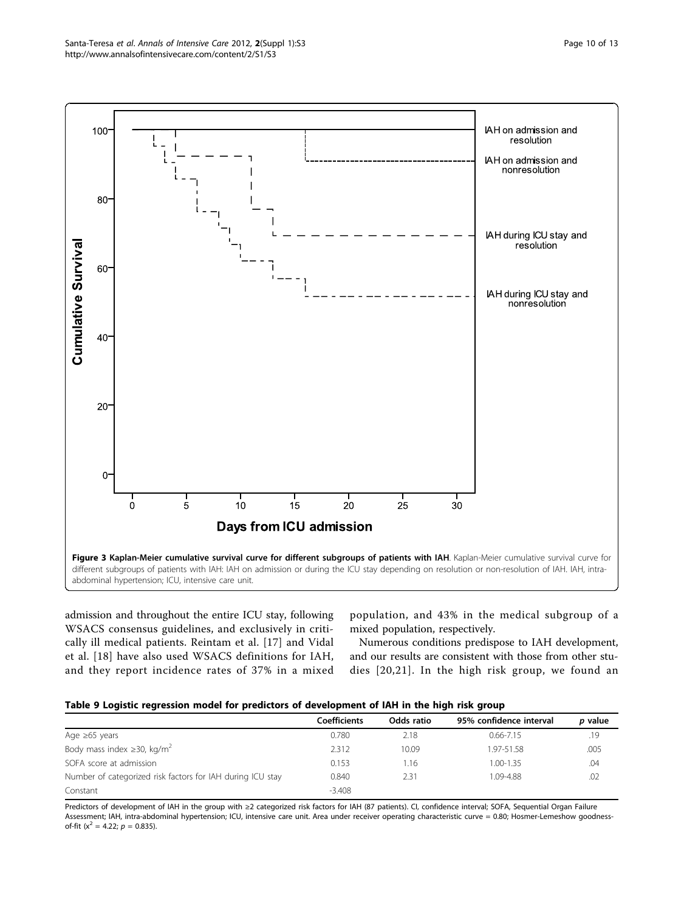**Figure 3 Kaplan-Meier cumulative survival curve for different subgroups of patients with IAH**. Kaplan-Meier cumulative survival curve for different subgroups of patients with IAH: IAH on admission or during the ICU stay depending on resolution or non-resolution of IAH. IAH, intra-abdominal hypertension; ICU, intensive care unit.

admission and throughout the entire ICU stay, following WSACS consensus guidelines, and exclusively in critically ill medical patients. Reintam et al. [17] and Vidal et al. [18] have also used WSACS definitions for IAH, and they report incidence rates of 37% in a mixed population, and 43% in the medical subgroup of a mixed population, respectively.

Numerous conditions predispose to IAH development, and our results are consistent with those from other studies [20,21]. In the high risk group, we found an

**Table 9 Logistic regression model for predictors of development of IAH in the high risk group**

| | Coefficients | Odds ratio | 95% confidence interval | *p* value |
|---|---|---|---|---|
| Age ≥65 years | 0.780 | 2.18 | 0.66-7.15 | .19 |
| Body mass index ≥30, kg/m$^2$ | 2.312 | 10.09 | 1.97-51.58 | .005 |
| SOFA score at admission | 0.153 | 1.16 | 1.00-1.35 | .04 |
| Number of categorized risk factors for IAH during ICU stay | 0.840 | 2.31 | 1.09-4.88 | .02 |
| Constant | -3.408 | | | |

Predictors of development of IAH in the group with ≥2 categorized risk factors for IAH (87 patients). CI, confidence interval; SOFA, Sequential Organ Failure Assessment; IAH, intra-abdominal hypertension; ICU, intensive care unit. Area under receiver operating characteristic curve = 0.80; Hosmer-Lemeshow goodness-of-fit ($x^2$ = 4.22; $p$ = 0.835).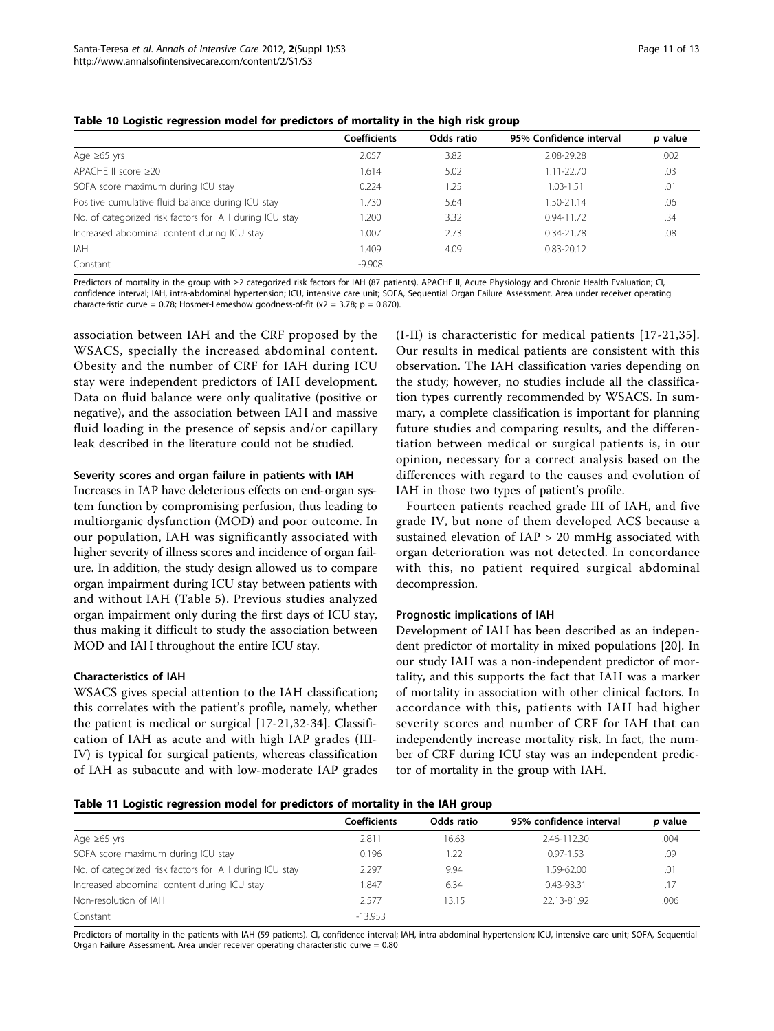**Table 10 Logistic regression model for predictors of mortality in the high risk group**

| | Coefficients | Odds ratio | 95% Confidence interval | *p* value |
|---|---|---|---|---|
| Age ≥65 yrs | 2.057 | 3.82 | 2.08-29.28 | .002 |
| APACHE II score ≥20 | 1.614 | 5.02 | 1.11-22.70 | .03 |
| SOFA score maximum during ICU stay | 0.224 | 1.25 | 1.03-1.51 | .01 |
| Positive cumulative fluid balance during ICU stay | 1.730 | 5.64 | 1.50-21.14 | .06 |
| No. of categorized risk factors for IAH during ICU stay | 1.200 | 3.32 | 0.94-11.72 | .34 |
| Increased abdominal content during ICU stay | 1.007 | 2.73 | 0.34-21.78 | .08 |
| IAH | 1.409 | 4.09 | 0.83-20.12 | |
| Constant | -9.908 | | | |

Predictors of mortality in the group with ≥2 categorized risk factors for IAH (87 patients). APACHE II, Acute Physiology and Chronic Health Evaluation; CI, confidence interval; IAH, intra-abdominal hypertension; ICU, intensive care unit; SOFA, Sequential Organ Failure Assessment. Area under receiver operating characteristic curve = 0.78; Hosmer-Lemeshow goodness-of-fit ($x2 = 3.78$; $p = 0.870$).

association between IAH and the CRF proposed by the WSACS, specially the increased abdominal content. Obesity and the number of CRF for IAH during ICU stay were independent predictors of IAH development. Data on fluid balance were only qualitative (positive or negative), and the association between IAH and massive fluid loading in the presence of sepsis and/or capillary leak described in the literature could not be studied.

### Severity scores and organ failure in patients with IAH

Increases in IAP have deleterious effects on end-organ system function by compromising perfusion, thus leading to multiorganic dysfunction (MOD) and poor outcome. In our population, IAH was significantly associated with higher severity of illness scores and incidence of organ failure. In addition, the study design allowed us to compare organ impairment during ICU stay between patients with and without IAH (Table 5). Previous studies analyzed organ impairment only during the first days of ICU stay, thus making it difficult to study the association between MOD and IAH throughout the entire ICU stay.

### Characteristics of IAH

WSACS gives special attention to the IAH classification; this correlates with the patient's profile, namely, whether the patient is medical or surgical [17-21,32-34]. Classification of IAH as acute and with high IAP grades (III-IV) is typical for surgical patients, whereas classification of IAH as subacute and with low-moderate IAP grades (I-II) is characteristic for medical patients [17-21,35]. Our results in medical patients are consistent with this observation. The IAH classification varies depending on the study; however, no studies include all the classification types currently recommended by WSACS. In summary, a complete classification is important for planning future studies and comparing results, and the differentiation between medical or surgical patients is, in our opinion, necessary for a correct analysis based on the differences with regard to the causes and evolution of IAH in those two types of patient's profile.

Fourteen patients reached grade III of IAH, and five grade IV, but none of them developed ACS because a sustained elevation of IAP > 20 mmHg associated with organ deterioration was not detected. In concordance with this, no patient required surgical abdominal decompression.

### Prognostic implications of IAH

Development of IAH has been described as an independent predictor of mortality in mixed populations [20]. In our study IAH was a non-independent predictor of mortality, and this supports the fact that IAH was a marker of mortality in association with other clinical factors. In accordance with this, patients with IAH had higher severity scores and number of CRF for IAH that can independently increase mortality risk. In fact, the number of CRF during ICU stay was an independent predictor of mortality in the group with IAH.

**Table 11 Logistic regression model for predictors of mortality in the IAH group**

| | Coefficients | Odds ratio | 95% confidence interval | *p* value |
|---|---|---|---|---|
| Age ≥65 yrs | 2.811 | 16.63 | 2.46-112.30 | .004 |
| SOFA score maximum during ICU stay | 0.196 | 1.22 | 0.97-1.53 | .09 |
| No. of categorized risk factors for IAH during ICU stay | 2.297 | 9.94 | 1.59-62.00 | .01 |
| Increased abdominal content during ICU stay | 1.847 | 6.34 | 0.43-93.31 | .17 |
| Non-resolution of IAH | 2.577 | 13.15 | 22.13-81.92 | .006 |
| Constant | -13.953 | | | |

Predictors of mortality in the patients with IAH (59 patients). CI, confidence interval; IAH, intra-abdominal hypertension; ICU, intensive care unit; SOFA, Sequential Organ Failure Assessment. Area under receiver operating characteristic curve = 0.80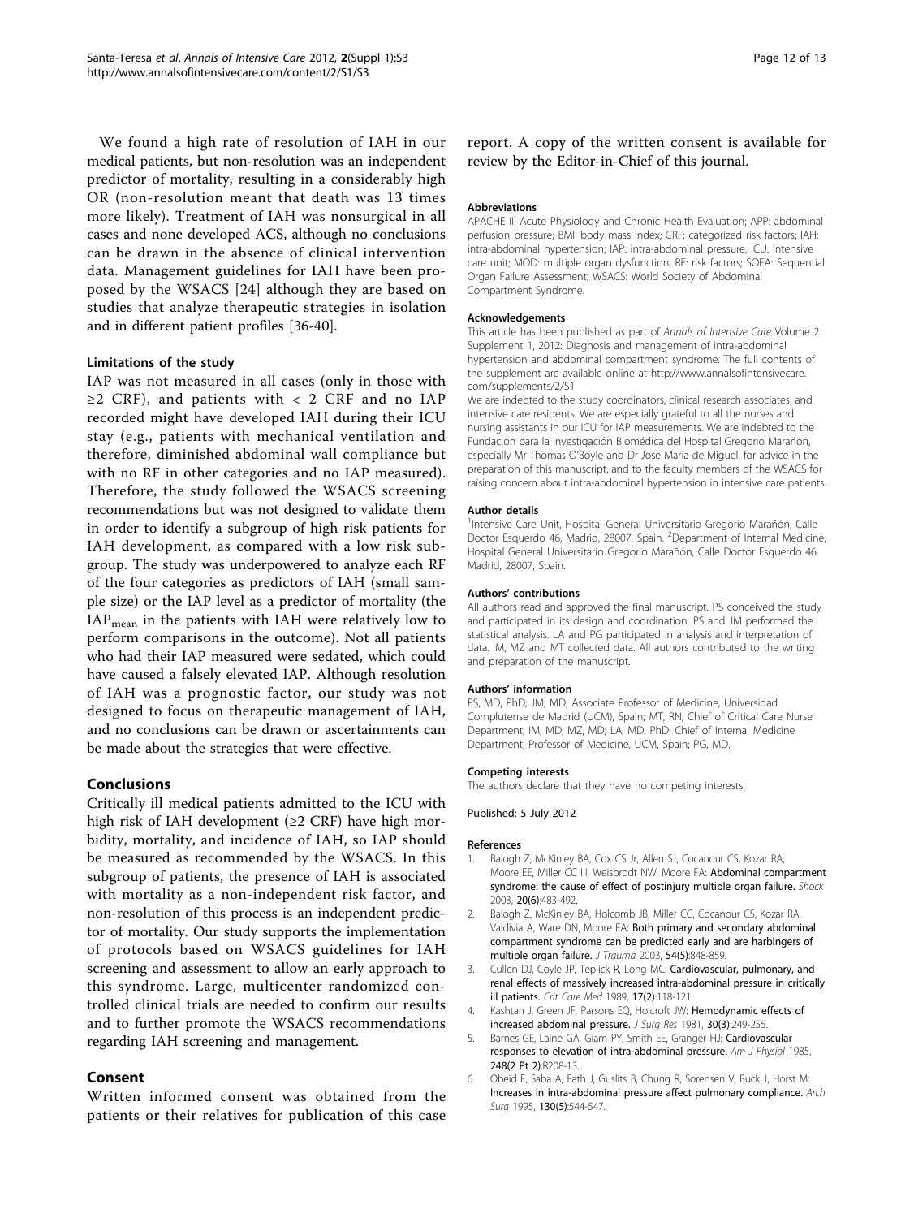We found a high rate of resolution of IAH in our medical patients, but non-resolution was an independent predictor of mortality, resulting in a considerably high OR (non-resolution meant that death was 13 times more likely). Treatment of IAH was nonsurgical in all cases and none developed ACS, although no conclusions can be drawn in the absence of clinical intervention data. Management guidelines for IAH have been proposed by the WSACS [24] although they are based on studies that analyze therapeutic strategies in isolation and in different patient profiles [36-40].

### Limitations of the study

IAP was not measured in all cases (only in those with ≥2 CRF), and patients with < 2 CRF and no IAP recorded might have developed IAH during their ICU stay (e.g., patients with mechanical ventilation and therefore, diminished abdominal wall compliance but with no RF in other categories and no IAP measured). Therefore, the study followed the WSACS screening recommendations but was not designed to validate them in order to identify a subgroup of high risk patients for IAH development, as compared with a low risk subgroup. The study was underpowered to analyze each RF of the four categories as predictors of IAH (small sample size) or the IAP level as a predictor of mortality (the $IAP_{mean}$ in the patients with IAH were relatively low to perform comparisons in the outcome). Not all patients who had their IAP measured were sedated, which could have caused a falsely elevated IAP. Although resolution of IAH was a prognostic factor, our study was not designed to focus on therapeutic management of IAH, and no conclusions can be drawn or ascertainments can be made about the strategies that were effective.

## Conclusions

Critically ill medical patients admitted to the ICU with high risk of IAH development (≥2 CRF) have high morbidity, mortality, and incidence of IAH, so IAP should be measured as recommended by the WSACS. In this subgroup of patients, the presence of IAH is associated with mortality as a non-independent risk factor, and non-resolution of this process is an independent predictor of mortality. Our study supports the implementation of protocols based on WSACS guidelines for IAH screening and assessment to allow an early approach to this syndrome. Large, multicenter randomized controlled clinical trials are needed to confirm our results and to further promote the WSACS recommendations regarding IAH screening and management.

## Consent

Written informed consent was obtained from the patients or their relatives for publication of this case report. A copy of the written consent is available for review by the Editor-in-Chief of this journal.

#### Abbreviations

APACHE II: Acute Physiology and Chronic Health Evaluation; APP: abdominal perfusion pressure; BMI: body mass index; CRF: categorized risk factors; IAH: intra-abdominal hypertension; IAP: intra-abdominal pressure; ICU: intensive care unit; MOD: multiple organ dysfunction; RF: risk factors; SOFA: Sequential Organ Failure Assessment; WSACS: World Society of Abdominal Compartment Syndrome.

#### Acknowledgements

This article has been published as part of *Annals of Intensive Care* Volume 2 Supplement 1, 2012: Diagnosis and management of intra-abdominal hypertension and abdominal compartment syndrome. The full contents of the supplement are available online at http://www.annalsofintensivecare.com/supplements/2/S1

We are indebted to the study coordinators, clinical research associates, and intensive care residents. We are especially grateful to all the nurses and nursing assistants in our ICU for IAP measurements. We are indebted to the Fundación para la Investigación Biomédica del Hospital Gregorio Marañón, especially Mr Thomas O'Boyle and Dr Jose María de Miguel, for advice in the preparation of this manuscript, and to the faculty members of the WSACS for raising concern about intra-abdominal hypertension in intensive care patients.

#### Author details

[1]Intensive Care Unit, Hospital General Universitario Gregorio Marañón, Calle Doctor Esquerdo 46, Madrid, 28007, Spain. [2]Department of Internal Medicine, Hospital General Universitario Gregorio Marañón, Calle Doctor Esquerdo 46, Madrid, 28007, Spain.

#### Authors' contributions

All authors read and approved the final manuscript. PS conceived the study and participated in its design and coordination. PS and JM performed the statistical analysis. LA and PG participated in analysis and interpretation of data. IM, MZ and MT collected data. All authors contributed to the writing and preparation of the manuscript.

#### Authors' information

PS, MD, PhD; JM, MD, Associate Professor of Medicine, Universidad Complutense de Madrid (UCM), Spain; MT, RN, Chief of Critical Care Nurse Department; IM, MD; MZ, MD; LA, MD, PhD, Chief of Internal Medicine Department, Professor of Medicine, UCM, Spain; PG, MD.

#### Competing interests

The authors declare that they have no competing interests.

Published: 5 July 2012

#### References

1. Balogh Z, McKinley BA, Cox CS Jr, Allen SJ, Cocanour CS, Kozar RA, Moore EE, Miller CC III, Weisbrodt NW, Moore FA: **Abdominal compartment syndrome: the cause of effect of postinjury multiple organ failure.** *Shock* 2003, **20(6)**:483-492.
2. Balogh Z, McKinley BA, Holcomb JB, Miller CC, Cocanour CS, Kozar RA, Valdivia A, Ware DN, Moore FA: **Both primary and secondary abdominal compartment syndrome can be predicted early and are harbingers of multiple organ failure.** *J Trauma* 2003, **54(5)**:848-859.
3. Cullen DJ, Coyle JP, Teplick R, Long MC: **Cardiovascular, pulmonary, and renal effects of massively increased intra-abdominal pressure in critically ill patients.** *Crit Care Med* 1989, **17(2)**:118-121.
4. Kashtan J, Green JF, Parsons EQ, Holcroft JW: **Hemodynamic effects of increased abdominal pressure.** *J Surg Res* 1981, **30(3)**:249-255.
5. Barnes GE, Laine GA, Giam PY, Smith EE, Granger HJ: **Cardiovascular responses to elevation of intra-abdominal pressure.** *Am J Physiol* 1985, **248(2 Pt 2)**:R208-13.
6. Obeid F, Saba A, Fath J, Guslits B, Chung R, Sorensen V, Buck J, Horst M: **Increases in intra-abdominal pressure affect pulmonary compliance.** *Arch Surg* 1995, **130(5)**:544-547.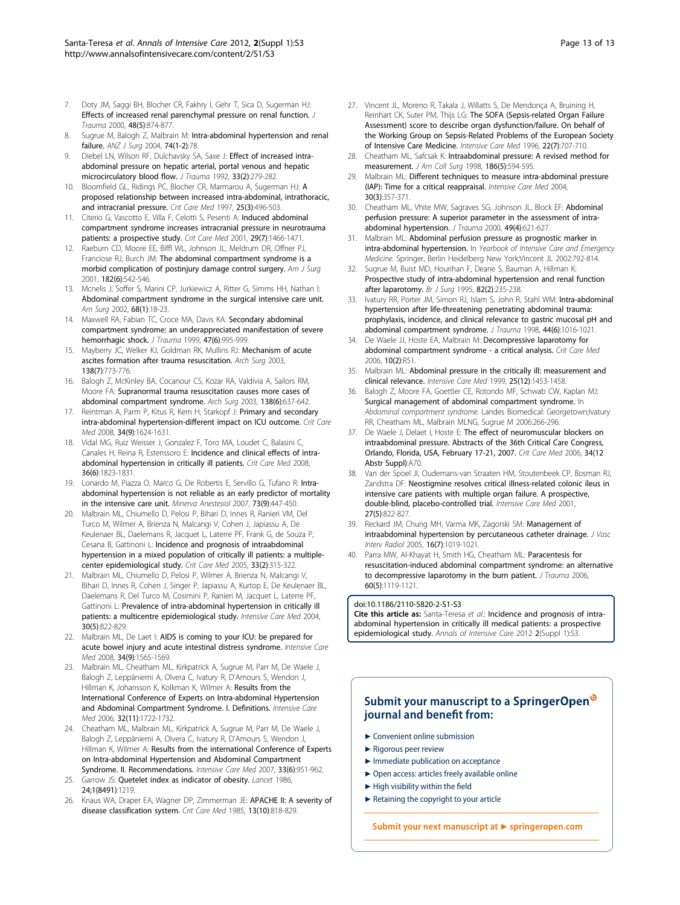7. Doty JM, Saggi BH, Blocher CR, Fakhry I, Gehr T, Sica D, Sugerman HJ: Effects of increased renal parenchymal pressure on renal function. *J Trauma* 2000, 48(5):874-877.
8. Sugrue M, Balogh Z, Malbrain M: Intra-abdominal hypertension and renal failure. *ANZ J Surg* 2004, 74(1-2):78.
9. Diebel LN, Wilson RF, Dulchavsky SA, Saxe J: Effect of increased intra-abdominal pressure on hepatic arterial, portal venous and hepatic microcirculatory blood flow. *J Trauma* 1992, 33(2):279-282.
10. Bloomfield GL, Ridings PC, Blocher CR, Marmarou A, Sugerman HJ: A proposed relationship between increased intra-abdominal, intrathoracic, and intracranial pressure. *Crit Care Med* 1997, 25(3):496-503.
11. Citerio G, Vascotto E, Villa F, Celotti S, Pesenti A: Induced abdominal compartment syndrome increases intracranial pressure in neurotrauma patients: a prospective study. *Crit Care Med* 2001, 29(7):1466-1471.
12. Raeburn CD, Moore EE, Biffl WL, Johnson JL, Meldrum DR, Offner PJ, Franciose RJ, Burch JM: The abdominal compartment syndrome is a morbid complication of postinjury damage control surgery. *Am J Surg* 2001, 182(6):542-546.
13. Mcnelis J, Soffer S, Marini CP, Jurkiewicz A, Ritter G, Simms HH, Nathan I: Abdominal compartment syndrome in the surgical intensive care unit. *Am Surg* 2002, 68(1):18-23.
14. Maxwell RA, Fabian TC, Croce MA, Davis KA: Secondary abdominal compartment syndrome: an underappreciated manifestation of severe hemorrhagic shock. *J Trauma* 1999, 47(6):995-999.
15. Mayberry JC, Welker KJ, Goldman RK, Mullins RJ: Mechanism of acute ascites formation after trauma resuscitation. *Arch Surg* 2003, 138(7):773-776.
16. Balogh Z, McKinley BA, Cocanour CS, Kozar RA, Valdivia A, Sailors RM, Moore FA: Supranormal trauma resuscitation causes more cases of abdominal compartment syndrome. *Arch Surg* 2003, 138(6):637-642.
17. Reintman A, Parm P, Kitus R, Kern H, Starkopf J: Primary and secondary intra-abdominal hypertension-different impact on ICU outcome. *Crit Care Med* 2008, 34(9):1624-1631.
18. Vidal MG, Ruiz Weisser J, Gonzalez F, Toro MA, Loudet C, Balasini C, Canales H, Reina R, Estenssoro E: Incidence and clinical effects of intra-abdominal hypertension in critically ill patients. *Crit Care Med* 2008, 36(6):1823-1831.
19. Lonardo M, Piazza O, Marco G, De Robertis E, Servillo G, Tufano R: Intra-abdominal hypertension is not reliable as an early predictor of mortality in the intensive care unit. *Minerva Anestesiol* 2007, 73(9):447-450.
20. Malbrain ML, Chiumello D, Pelosi P, Bihari D, Innes R, Ranieri VM, Del Turco M, Wilmer A, Brienza N, Malcangi V, Cohen J, Japiassu A, De Keulenaer BL, Daelemans R, Jacquet L, Laterre PF, Frank G, de Souza P, Cesana B, Gattinoni L: Incidence and prognosis of intraabdominal hypertension in a mixed population of critically ill patients: a multiple-center epidemiological study. *Crit Care Med* 2005, 33(2):315-322.
21. Malbrain ML, Chiumello D, Pelosi P, Wilmer A, Brienza N, Malcangi V, Bihari D, Innes R, Cohen J, Singer P, Japiassu A, Kurtop E, De Keulenaer BL, Daelemans R, Del Turco M, Cosimini P, Ranieri M, Jacquet L, Laterre PF, Gattinoni L: Prevalence of intra-abdominal hypertension in critically ill patients: a multicentre epidemiological study. *Intensive Care Med* 2004, 30(5):822-829.
22. Malbrain ML, De Laet I: AIDS is coming to your ICU: be prepared for acute bowel injury and acute intestinal distress syndrome. *Intensive Care Med* 2008, 34(9):1565-1569.
23. Malbrain ML, Cheatham ML, Kirkpatrick A, Sugrue M, Parr M, De Waele J, Balogh Z, Leppäniemi A, Olvera C, Ivatury R, D'Amours S, Wendon J, Hillman K, Johansson K, Kolkman K, Wilmer A: Results from the International Conference of Experts on Intra-abdominal Hypertension and Abdominal Compartment Syndrome. I. Definitions. *Intensive Care Med* 2006, 32(11):1722-1732.
24. Cheatham ML, Malbrain ML, Kirkpatrick A, Sugrue M, Parr M, De Waele J, Balogh Z, Leppäniemi A, Olvera C, Ivatury R, D'Amours S, Wendon J, Hillman K, Wilmer A: Results from the international Conference of Experts on Intra-abdominal Hypertension and Abdominal Compartment Syndrome. II. Recommendations. *Intensive Care Med* 2007, 33(6):951-962.
25. Garrow JS: Quetelet index as indicator of obesity. *Lancet* 1986, 24;1(8491):1219.
26. Knaus WA, Draper EA, Wagner DP, Zimmerman JE: APACHE II: A severity of disease classification system. *Crit Care Med* 1985, 13(10):818-829.
27. Vincent JL, Moreno R, Takala J, Willatts S, De Mendonça A, Bruining H, Reinhart CK, Suter PM, Thijs LG: The SOFA (Sepsis-related Organ Failure Assessment) score to describe organ dysfunction/failure. On behalf of the Working Group on Sepsis-Related Problems of the European Society of Intensive Care Medicine. *Intensive Care Med* 1996, 22(7):707-710.
28. Cheatham ML, Safcsak K: Intraabdominal pressure: A revised method for measurement. *J Am Coll Surg* 1998, 186(5):594-595.
29. Malbrain ML: Different techniques to measure intra-abdominal pressure (IAP): Time for a critical reappraisal. *Intensive Care Med* 2004, 30(3):357-371.
30. Cheatham ML, Vhite MW, Sagraves SG, Johnson JL, Block EF: Abdominal perfusion pressure: A superior parameter in the assessment of intra-abdominal hypertension. *J Trauma* 2000, 49(4):621-627.
31. Malbrain ML: Abdominal perfusion pressure as prognostic marker in intra-abdominal hypertension. In *Yearbook of Intensive Care and Emergency Medicine*. Springer, Berlin Heidelberg New York;Vincent JL 2002:792-814.
32. Sugrue M, Buist MD, Hourihan F, Deane S, Bauman A, Hillman K: Prospective study of intra-abdominal hypertension and renal function after laparotomy. *Br J Surg* 1995, 82(2):235-238.
33. Ivatury RR, Porter JM, Simon RJ, Islam S, John R, Stahl WM: Intra-abdominal hypertension after life-threatening penetrating abdominal trauma: prophylaxis, incidence, and clinical relevance to gastric mucosal pH and abdominal compartment syndrome. *J Trauma* 1998, 44(6):1016-1021.
34. De Waele JJ, Hoste EA, Malbrain M: Decompressive laparotomy for abdominal compartment syndrome - a critical analysis. *Crit Care Med* 2006, 10(2):R51.
35. Malbrain ML: Abdominal pressure in the critically ill: measurement and clinical relevance. *Intensive Care Med* 1999, 25(12):1453-1458.
36. Balogh Z, Moore FA, Goettler CE, Rotondo MF, Schwab CW, Kaplan MJ: Surgical management of abdominal compartment syndrome. In *Abdominal compartment syndrome*. Landes Biomedical: Georgetown;Ivatury RR, Cheatham ML, Malbrain MLNG, Sugrue M 2006:266-296.
37. De Waele J, Delaet I, Hoste E: The effect of neuromuscular blockers on intraabdominal pressure. Abstracts of the 36th Critical Care Congress, Orlando, Florida, USA, February 17-21, 2007. *Crit Care Med* 2006, 34(12 Abstr Suppl):A70.
38. Van der Spoel JI, Oudemans-van Straaten HM, Stoutenbeek CP, Bosman RJ, Zandstra DF: Neostigmine resolves critical illness-related colonic ileus in intensive care patients with multiple organ failure. A prospective, double-blind, placebo-controlled trial. *Intensive Care Med* 2001, 27(5):822-827.
39. Reckard JM, Chung MH, Varma MK, Zagorski SM: Management of intraabdominal hypertension by percutaneous catheter drainage. *J Vasc Interv Radiol* 2005, 16(7):1019-1021.
40. Parra MW, Al-Khayat H, Smith HG, Cheatham ML: Paracentesis for resuscitation-induced abdominal compartment syndrome: an alternative to decompressive laparotomy in the burn patient. *J Trauma* 2006, 60(5):1119-1121.

doi:10.1186/2110-5820-2-S1-S3

**Cite this article as:** Santa-Teresa *et al.*: Incidence and prognosis of intra-abdominal hypertension in critically ill medical patients: a prospective epidemiological study. *Annals of Intensive Care* 2012 2(Suppl 1):S3.

**Submit your manuscript to a SpringerOpen journal and benefit from:**

- ► Convenient online submission
- ► Rigorous peer review
- ► Immediate publication on acceptance
- ► Open access: articles freely available online
- ► High visibility within the field
- ► Retaining the copyright to your article

**Submit your next manuscript at ► springeropen.com**